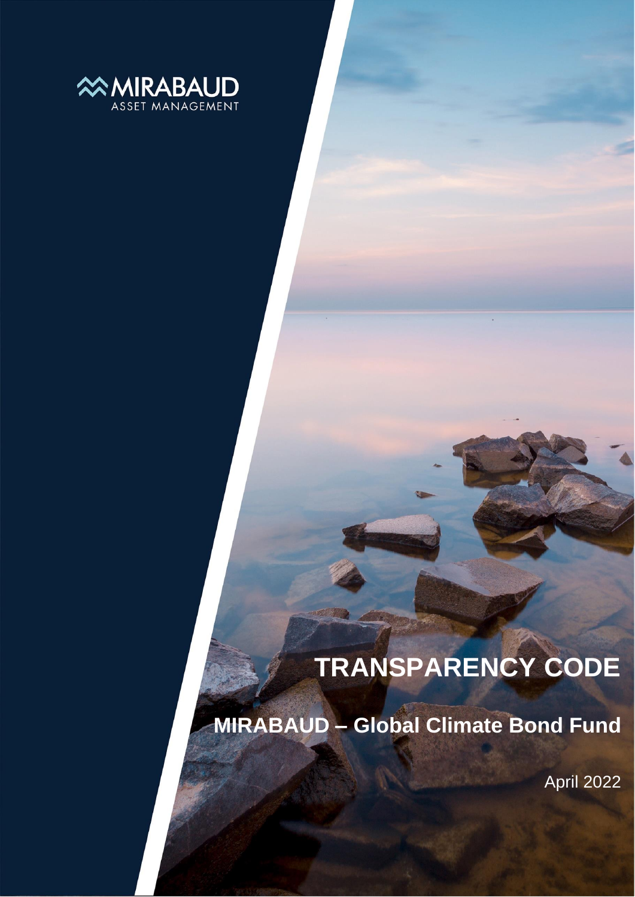MIRABAUD
ASSET MANAGEMENT

# TRANSPARENCY CODE

## MIRABAUD – Global Climate Bond Fund

April 2022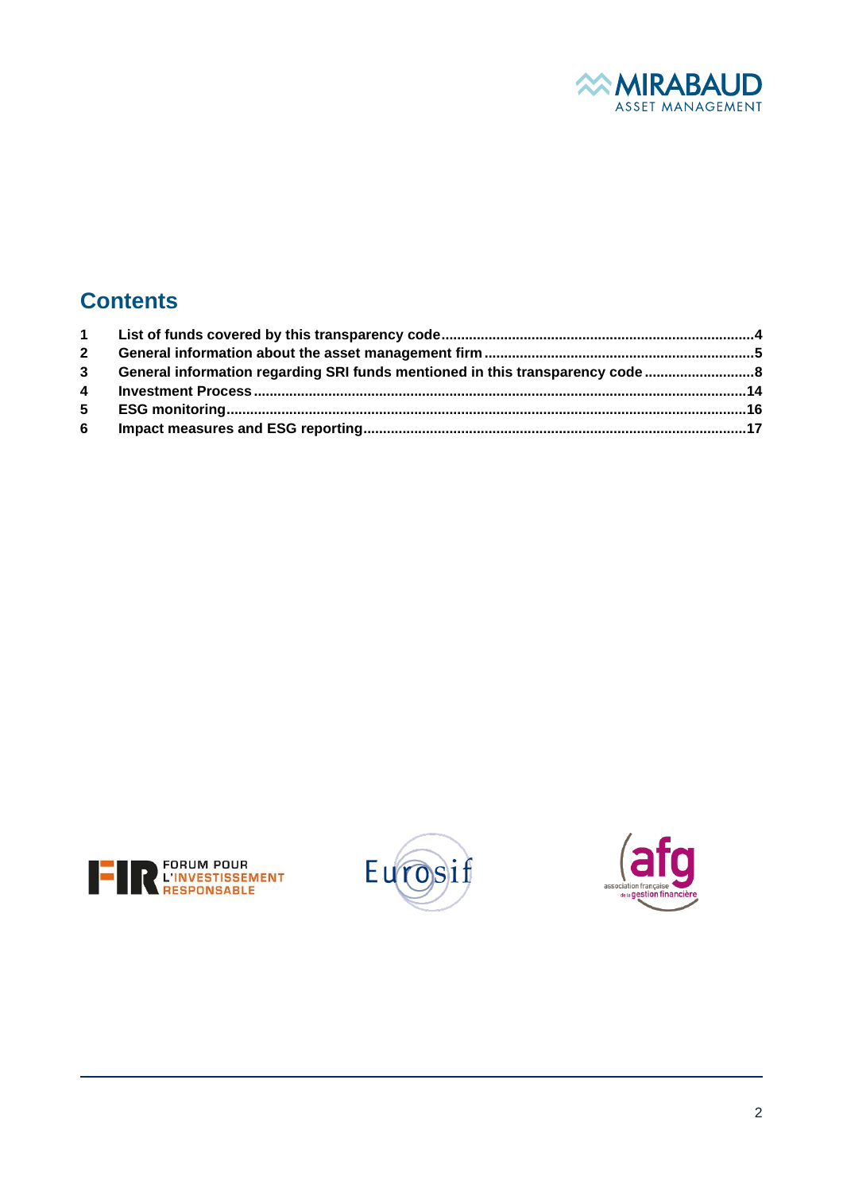## Contents

1 List of funds covered by this transparency code....................4
2 General information about the asset management firm....................5
3 General information regarding SRI funds mentioned in this transparency code....................8
4 Investment Process....................14
5 ESG monitoring....................16
6 Impact measures and ESG reporting....................17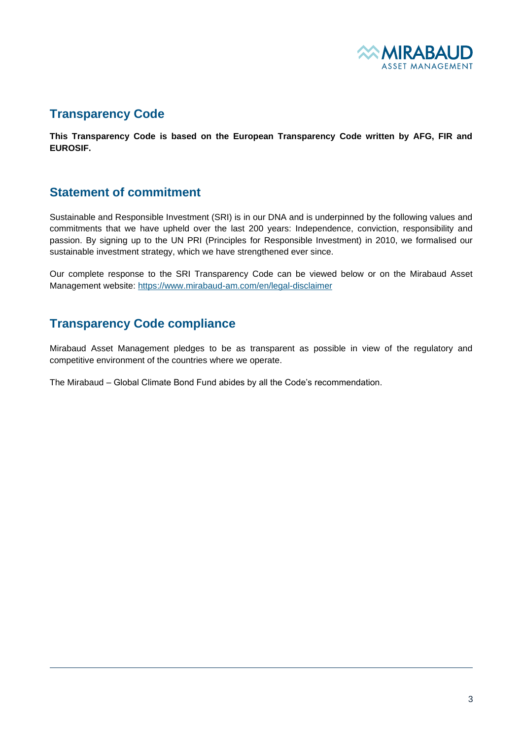## Transparency Code

**This Transparency Code is based on the European Transparency Code written by AFG, FIR and EUROSIF.**

## Statement of commitment

Sustainable and Responsible Investment (SRI) is in our DNA and is underpinned by the following values and commitments that we have upheld over the last 200 years: Independence, conviction, responsibility and passion. By signing up to the UN PRI (Principles for Responsible Investment) in 2010, we formalised our sustainable investment strategy, which we have strengthened ever since.

Our complete response to the SRI Transparency Code can be viewed below or on the Mirabaud Asset Management website: https://www.mirabaud-am.com/en/legal-disclaimer

## Transparency Code compliance

Mirabaud Asset Management pledges to be as transparent as possible in view of the regulatory and competitive environment of the countries where we operate.

The Mirabaud – Global Climate Bond Fund abides by all the Code's recommendation.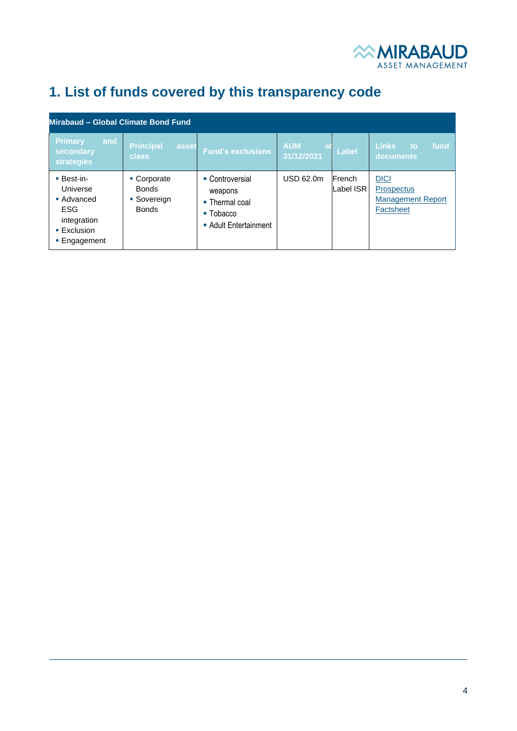# 1. List of funds covered by this transparency code

| Mirabaud – Global Climate Bond Fund | | | | | |
|---|---|---|---|---|---|
| **Primary and secondary strategies** | **Principal asset class** | **Fund's exclusions** | **AUM at 31/12/2021** | **Label** | **Links to fund documents** |
| ▪ Best-in-Universe<br>▪ Advanced ESG integration<br>▪ Exclusion<br>▪ Engagement | ▪ Corporate Bonds<br>▪ Sovereign Bonds | ▪ Controversial weapons<br>▪ Thermal coal<br>▪ Tobacco<br>▪ Adult Entertainment | USD 62.0m | French Label ISR | DICI<br>Prospectus<br>Management Report<br>Factsheet |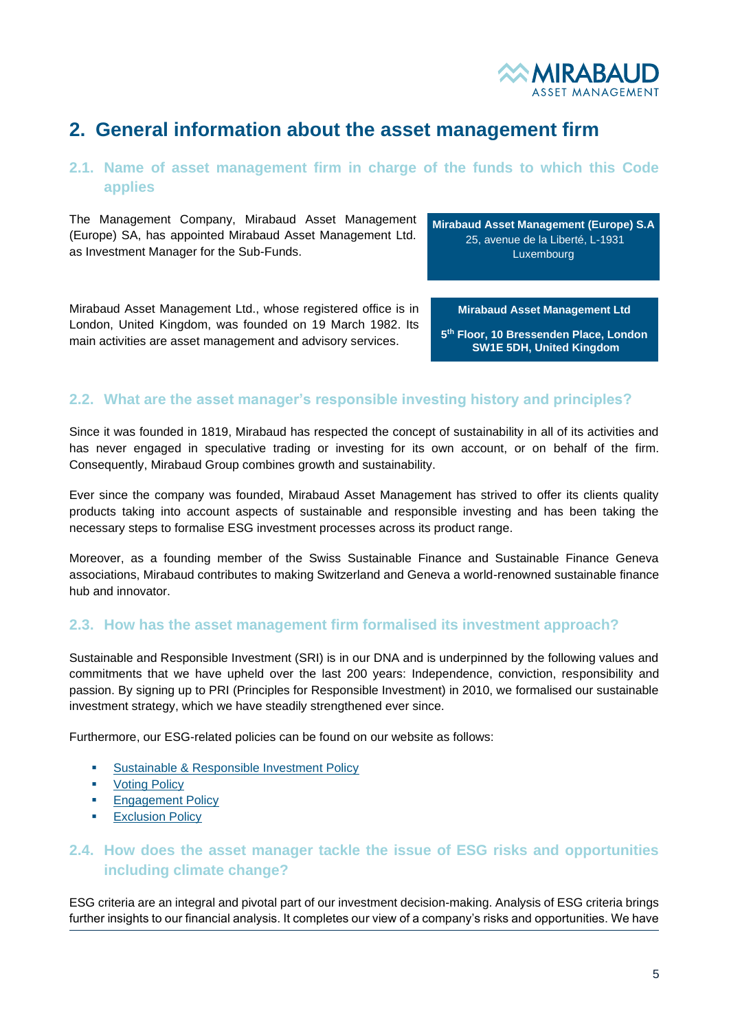# 2. General information about the asset management firm

## 2.1. Name of asset management firm in charge of the funds to which this Code applies

The Management Company, Mirabaud Asset Management (Europe) SA, has appointed Mirabaud Asset Management Ltd. as Investment Manager for the Sub-Funds.

**Mirabaud Asset Management (Europe) S.A**
25, avenue de la Liberté, L-1931
Luxembourg

Mirabaud Asset Management Ltd., whose registered office is in London, United Kingdom, was founded on 19 March 1982. Its main activities are asset management and advisory services.

**Mirabaud Asset Management Ltd**

**5th Floor, 10 Bressenden Place, London SW1E 5DH, United Kingdom**

## 2.2. What are the asset manager's responsible investing history and principles?

Since it was founded in 1819, Mirabaud has respected the concept of sustainability in all of its activities and has never engaged in speculative trading or investing for its own account, or on behalf of the firm. Consequently, Mirabaud Group combines growth and sustainability.

Ever since the company was founded, Mirabaud Asset Management has strived to offer its clients quality products taking into account aspects of sustainable and responsible investing and has been taking the necessary steps to formalise ESG investment processes across its product range.

Moreover, as a founding member of the Swiss Sustainable Finance and Sustainable Finance Geneva associations, Mirabaud contributes to making Switzerland and Geneva a world-renowned sustainable finance hub and innovator.

## 2.3. How has the asset management firm formalised its investment approach?

Sustainable and Responsible Investment (SRI) is in our DNA and is underpinned by the following values and commitments that we have upheld over the last 200 years: Independence, conviction, responsibility and passion. By signing up to PRI (Principles for Responsible Investment) in 2010, we formalised our sustainable investment strategy, which we have steadily strengthened ever since.

Furthermore, our ESG-related policies can be found on our website as follows:

- Sustainable & Responsible Investment Policy
- Voting Policy
- Engagement Policy
- Exclusion Policy

## 2.4. How does the asset manager tackle the issue of ESG risks and opportunities including climate change?

ESG criteria are an integral and pivotal part of our investment decision-making. Analysis of ESG criteria brings further insights to our financial analysis. It completes our view of a company's risks and opportunities. We have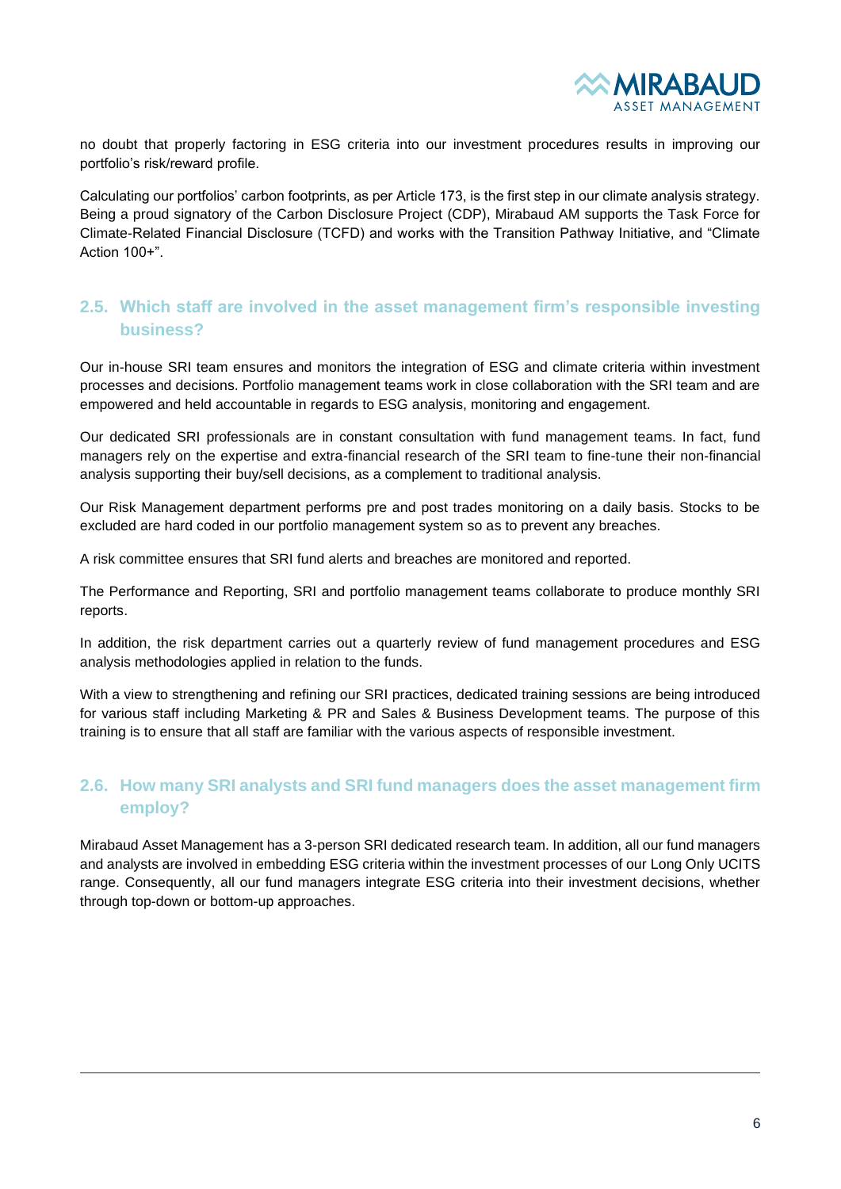no doubt that properly factoring in ESG criteria into our investment procedures results in improving our portfolio's risk/reward profile.

Calculating our portfolios' carbon footprints, as per Article 173, is the first step in our climate analysis strategy. Being a proud signatory of the Carbon Disclosure Project (CDP), Mirabaud AM supports the Task Force for Climate-Related Financial Disclosure (TCFD) and works with the Transition Pathway Initiative, and "Climate Action 100+".

## 2.5. Which staff are involved in the asset management firm's responsible investing business?

Our in-house SRI team ensures and monitors the integration of ESG and climate criteria within investment processes and decisions. Portfolio management teams work in close collaboration with the SRI team and are empowered and held accountable in regards to ESG analysis, monitoring and engagement.

Our dedicated SRI professionals are in constant consultation with fund management teams. In fact, fund managers rely on the expertise and extra-financial research of the SRI team to fine-tune their non-financial analysis supporting their buy/sell decisions, as a complement to traditional analysis.

Our Risk Management department performs pre and post trades monitoring on a daily basis. Stocks to be excluded are hard coded in our portfolio management system so as to prevent any breaches.

A risk committee ensures that SRI fund alerts and breaches are monitored and reported.

The Performance and Reporting, SRI and portfolio management teams collaborate to produce monthly SRI reports.

In addition, the risk department carries out a quarterly review of fund management procedures and ESG analysis methodologies applied in relation to the funds.

With a view to strengthening and refining our SRI practices, dedicated training sessions are being introduced for various staff including Marketing & PR and Sales & Business Development teams. The purpose of this training is to ensure that all staff are familiar with the various aspects of responsible investment.

## 2.6. How many SRI analysts and SRI fund managers does the asset management firm employ?

Mirabaud Asset Management has a 3-person SRI dedicated research team. In addition, all our fund managers and analysts are involved in embedding ESG criteria within the investment processes of our Long Only UCITS range. Consequently, all our fund managers integrate ESG criteria into their investment decisions, whether through top-down or bottom-up approaches.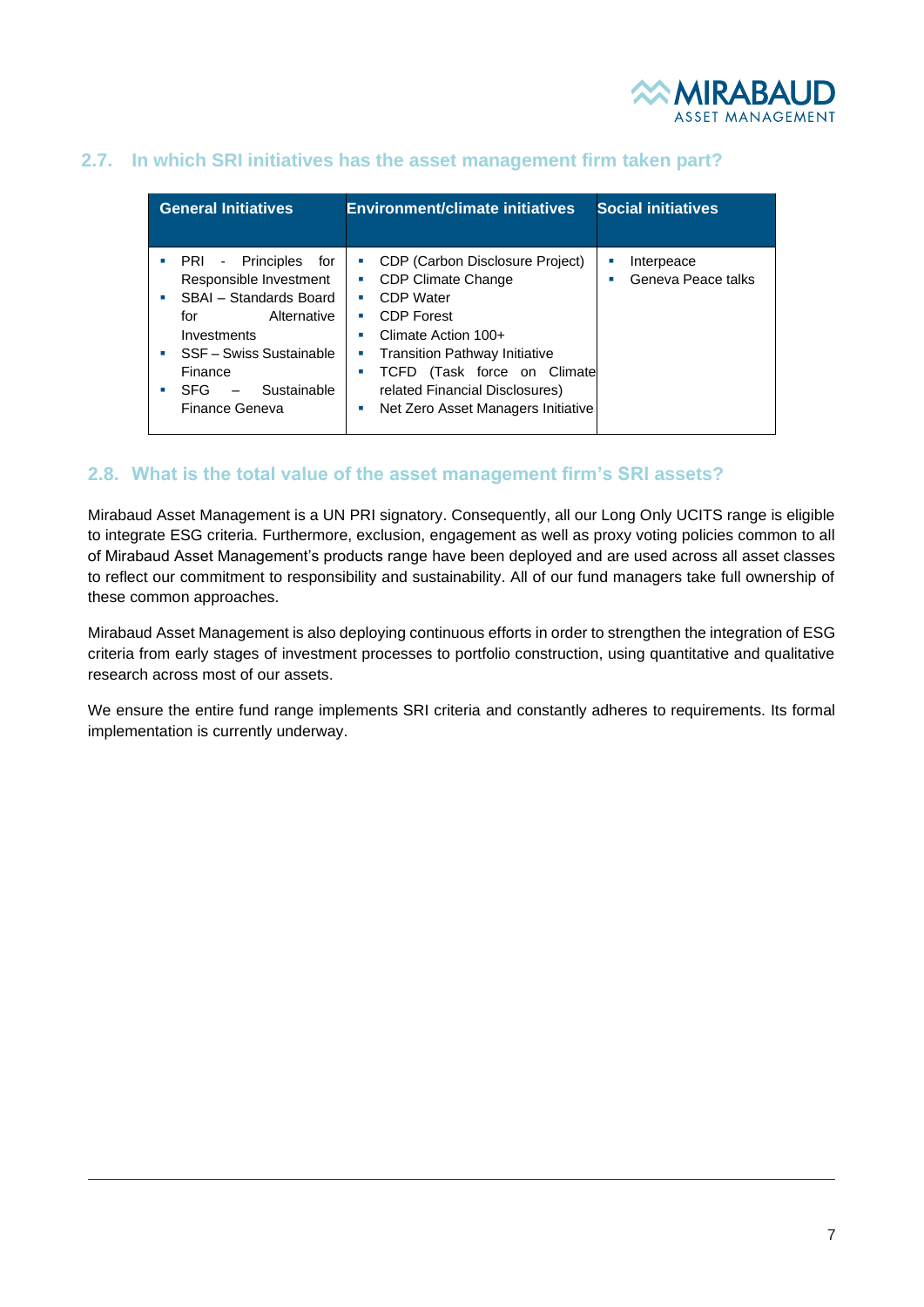## 2.7. In which SRI initiatives has the asset management firm taken part?

| General Initiatives | Environment/climate initiatives | Social initiatives |
| --- | --- | --- |
| ▪ PRI - Principles for Responsible Investment<br>▪ SBAI – Standards Board for Alternative Investments<br>▪ SSF – Swiss Sustainable Finance<br>▪ SFG – Sustainable Finance Geneva | ▪ CDP (Carbon Disclosure Project)<br>▪ CDP Climate Change<br>▪ CDP Water<br>▪ CDP Forest<br>▪ Climate Action 100+<br>▪ Transition Pathway Initiative<br>▪ TCFD (Task force on Climate related Financial Disclosures)<br>▪ Net Zero Asset Managers Initiative | ▪ Interpeace<br>▪ Geneva Peace talks |

## 2.8. What is the total value of the asset management firm's SRI assets?

Mirabaud Asset Management is a UN PRI signatory. Consequently, all our Long Only UCITS range is eligible to integrate ESG criteria. Furthermore, exclusion, engagement as well as proxy voting policies common to all of Mirabaud Asset Management's products range have been deployed and are used across all asset classes to reflect our commitment to responsibility and sustainability. All of our fund managers take full ownership of these common approaches.

Mirabaud Asset Management is also deploying continuous efforts in order to strengthen the integration of ESG criteria from early stages of investment processes to portfolio construction, using quantitative and qualitative research across most of our assets.

We ensure the entire fund range implements SRI criteria and constantly adheres to requirements. Its formal implementation is currently underway.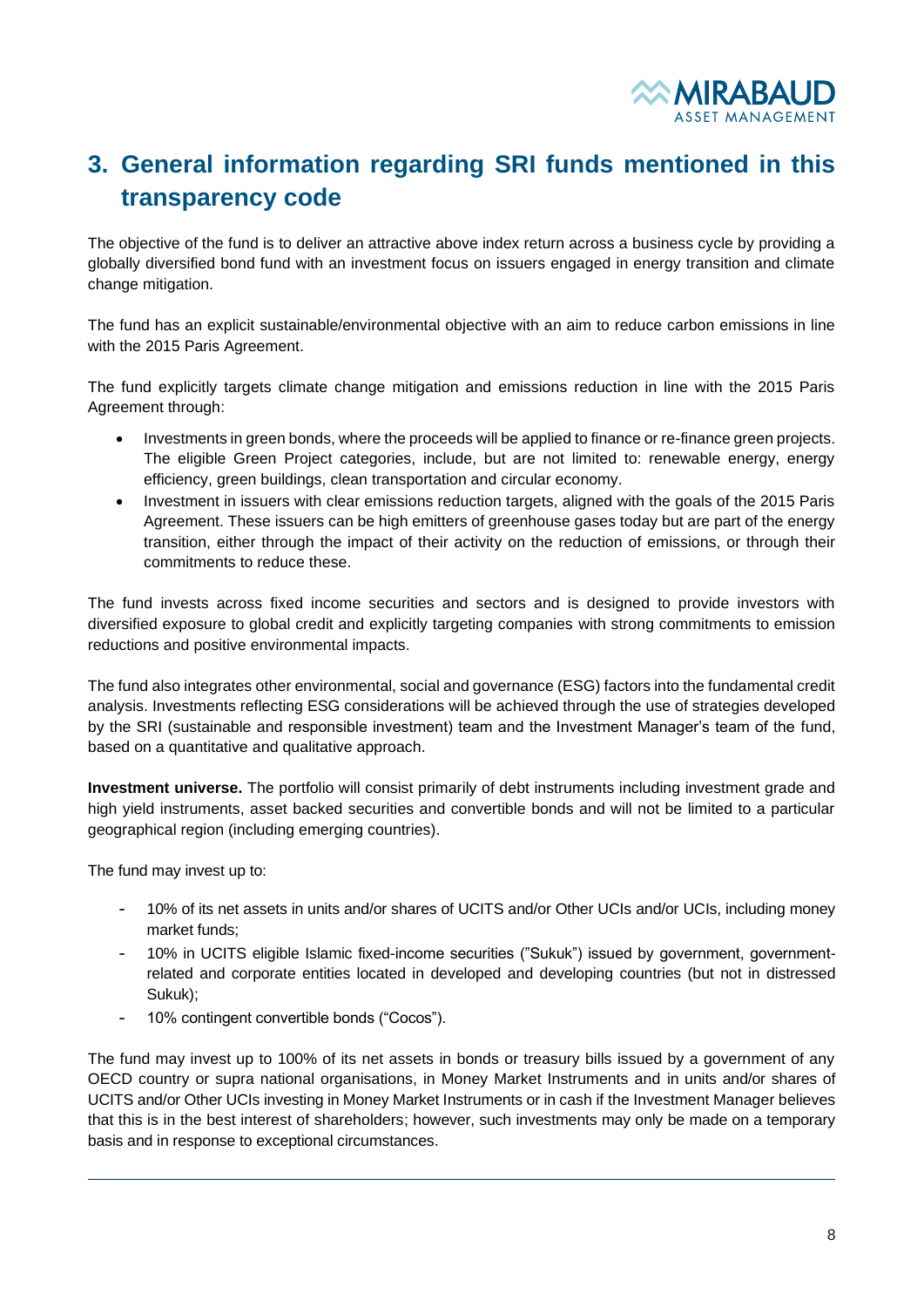# 3. General information regarding SRI funds mentioned in this transparency code

The objective of the fund is to deliver an attractive above index return across a business cycle by providing a globally diversified bond fund with an investment focus on issuers engaged in energy transition and climate change mitigation.

The fund has an explicit sustainable/environmental objective with an aim to reduce carbon emissions in line with the 2015 Paris Agreement.

The fund explicitly targets climate change mitigation and emissions reduction in line with the 2015 Paris Agreement through:

- Investments in green bonds, where the proceeds will be applied to finance or re-finance green projects. The eligible Green Project categories, include, but are not limited to: renewable energy, energy efficiency, green buildings, clean transportation and circular economy.
- Investment in issuers with clear emissions reduction targets, aligned with the goals of the 2015 Paris Agreement. These issuers can be high emitters of greenhouse gases today but are part of the energy transition, either through the impact of their activity on the reduction of emissions, or through their commitments to reduce these.

The fund invests across fixed income securities and sectors and is designed to provide investors with diversified exposure to global credit and explicitly targeting companies with strong commitments to emission reductions and positive environmental impacts.

The fund also integrates other environmental, social and governance (ESG) factors into the fundamental credit analysis. Investments reflecting ESG considerations will be achieved through the use of strategies developed by the SRI (sustainable and responsible investment) team and the Investment Manager's team of the fund, based on a quantitative and qualitative approach.

**Investment universe.** The portfolio will consist primarily of debt instruments including investment grade and high yield instruments, asset backed securities and convertible bonds and will not be limited to a particular geographical region (including emerging countries).

The fund may invest up to:

- 10% of its net assets in units and/or shares of UCITS and/or Other UCIs and/or UCIs, including money market funds;
- 10% in UCITS eligible Islamic fixed-income securities ("Sukuk") issued by government, government-related and corporate entities located in developed and developing countries (but not in distressed Sukuk);
- 10% contingent convertible bonds ("Cocos").

The fund may invest up to 100% of its net assets in bonds or treasury bills issued by a government of any OECD country or supra national organisations, in Money Market Instruments and in units and/or shares of UCITS and/or Other UCIs investing in Money Market Instruments or in cash if the Investment Manager believes that this is in the best interest of shareholders; however, such investments may only be made on a temporary basis and in response to exceptional circumstances.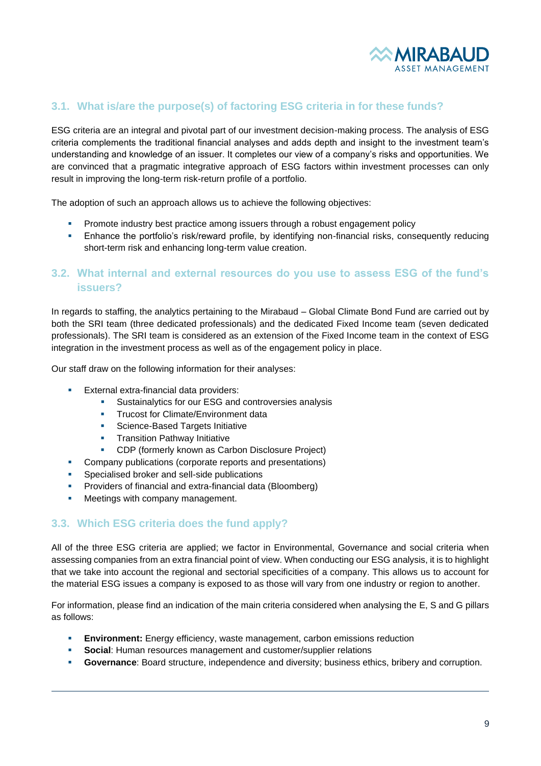## 3.1. What is/are the purpose(s) of factoring ESG criteria in for these funds?

ESG criteria are an integral and pivotal part of our investment decision-making process. The analysis of ESG criteria complements the traditional financial analyses and adds depth and insight to the investment team's understanding and knowledge of an issuer. It completes our view of a company's risks and opportunities. We are convinced that a pragmatic integrative approach of ESG factors within investment processes can only result in improving the long-term risk-return profile of a portfolio.

The adoption of such an approach allows us to achieve the following objectives:

- Promote industry best practice among issuers through a robust engagement policy
- Enhance the portfolio's risk/reward profile, by identifying non-financial risks, consequently reducing short-term risk and enhancing long-term value creation.

## 3.2. What internal and external resources do you use to assess ESG of the fund's issuers?

In regards to staffing, the analytics pertaining to the Mirabaud – Global Climate Bond Fund are carried out by both the SRI team (three dedicated professionals) and the dedicated Fixed Income team (seven dedicated professionals). The SRI team is considered as an extension of the Fixed Income team in the context of ESG integration in the investment process as well as of the engagement policy in place.

Our staff draw on the following information for their analyses:

- External extra-financial data providers:
  - Sustainalytics for our ESG and controversies analysis
  - Trucost for Climate/Environment data
  - Science-Based Targets Initiative
  - Transition Pathway Initiative
  - CDP (formerly known as Carbon Disclosure Project)
- Company publications (corporate reports and presentations)
- Specialised broker and sell-side publications
- Providers of financial and extra-financial data (Bloomberg)
- Meetings with company management.

## 3.3. Which ESG criteria does the fund apply?

All of the three ESG criteria are applied; we factor in Environmental, Governance and social criteria when assessing companies from an extra financial point of view. When conducting our ESG analysis, it is to highlight that we take into account the regional and sectorial specificities of a company. This allows us to account for the material ESG issues a company is exposed to as those will vary from one industry or region to another.

For information, please find an indication of the main criteria considered when analysing the E, S and G pillars as follows:

- **Environment:** Energy efficiency, waste management, carbon emissions reduction
- **Social**: Human resources management and customer/supplier relations
- **Governance**: Board structure, independence and diversity; business ethics, bribery and corruption.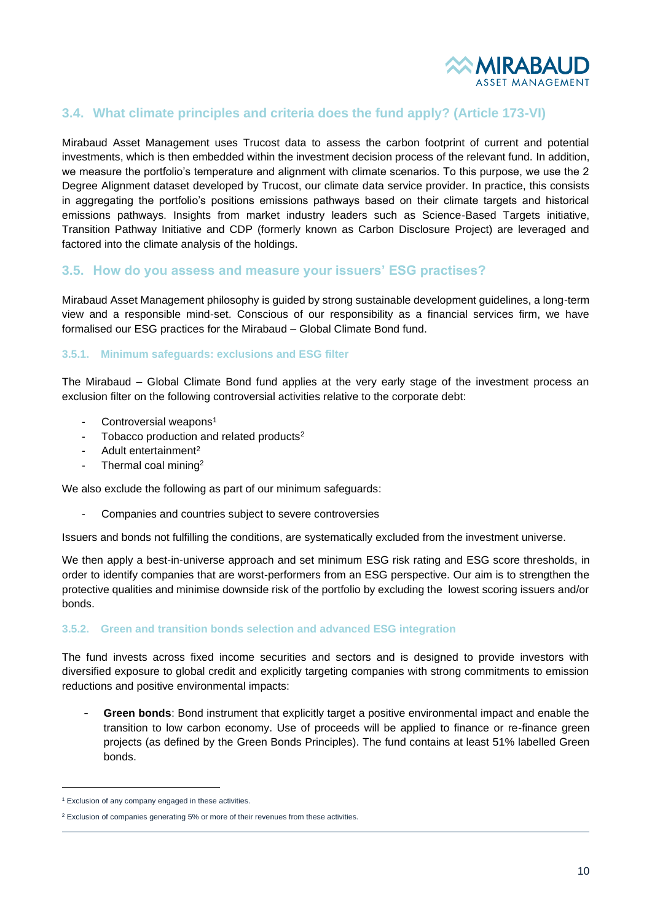## 3.4. What climate principles and criteria does the fund apply? (Article 173-VI)

Mirabaud Asset Management uses Trucost data to assess the carbon footprint of current and potential investments, which is then embedded within the investment decision process of the relevant fund. In addition, we measure the portfolio's temperature and alignment with climate scenarios. To this purpose, we use the 2 Degree Alignment dataset developed by Trucost, our climate data service provider. In practice, this consists in aggregating the portfolio's positions emissions pathways based on their climate targets and historical emissions pathways. Insights from market industry leaders such as Science-Based Targets initiative, Transition Pathway Initiative and CDP (formerly known as Carbon Disclosure Project) are leveraged and factored into the climate analysis of the holdings.

## 3.5. How do you assess and measure your issuers' ESG practises?

Mirabaud Asset Management philosophy is guided by strong sustainable development guidelines, a long-term view and a responsible mind-set. Conscious of our responsibility as a financial services firm, we have formalised our ESG practices for the Mirabaud – Global Climate Bond fund.

### 3.5.1. Minimum safeguards: exclusions and ESG filter

The Mirabaud – Global Climate Bond fund applies at the very early stage of the investment process an exclusion filter on the following controversial activities relative to the corporate debt:

- Controversial weapons[1]
- Tobacco production and related products[2]
- Adult entertainment[2]
- Thermal coal mining[2]

We also exclude the following as part of our minimum safeguards:

- Companies and countries subject to severe controversies

Issuers and bonds not fulfilling the conditions, are systematically excluded from the investment universe.

We then apply a best-in-universe approach and set minimum ESG risk rating and ESG score thresholds, in order to identify companies that are worst-performers from an ESG perspective. Our aim is to strengthen the protective qualities and minimise downside risk of the portfolio by excluding the lowest scoring issuers and/or bonds.

### 3.5.2. Green and transition bonds selection and advanced ESG integration

The fund invests across fixed income securities and sectors and is designed to provide investors with diversified exposure to global credit and explicitly targeting companies with strong commitments to emission reductions and positive environmental impacts:

- **Green bonds**: Bond instrument that explicitly target a positive environmental impact and enable the transition to low carbon economy. Use of proceeds will be applied to finance or re-finance green projects (as defined by the Green Bonds Principles). The fund contains at least 51% labelled Green bonds.

---

[1] Exclusion of any company engaged in these activities.

[2] Exclusion of companies generating 5% or more of their revenues from these activities.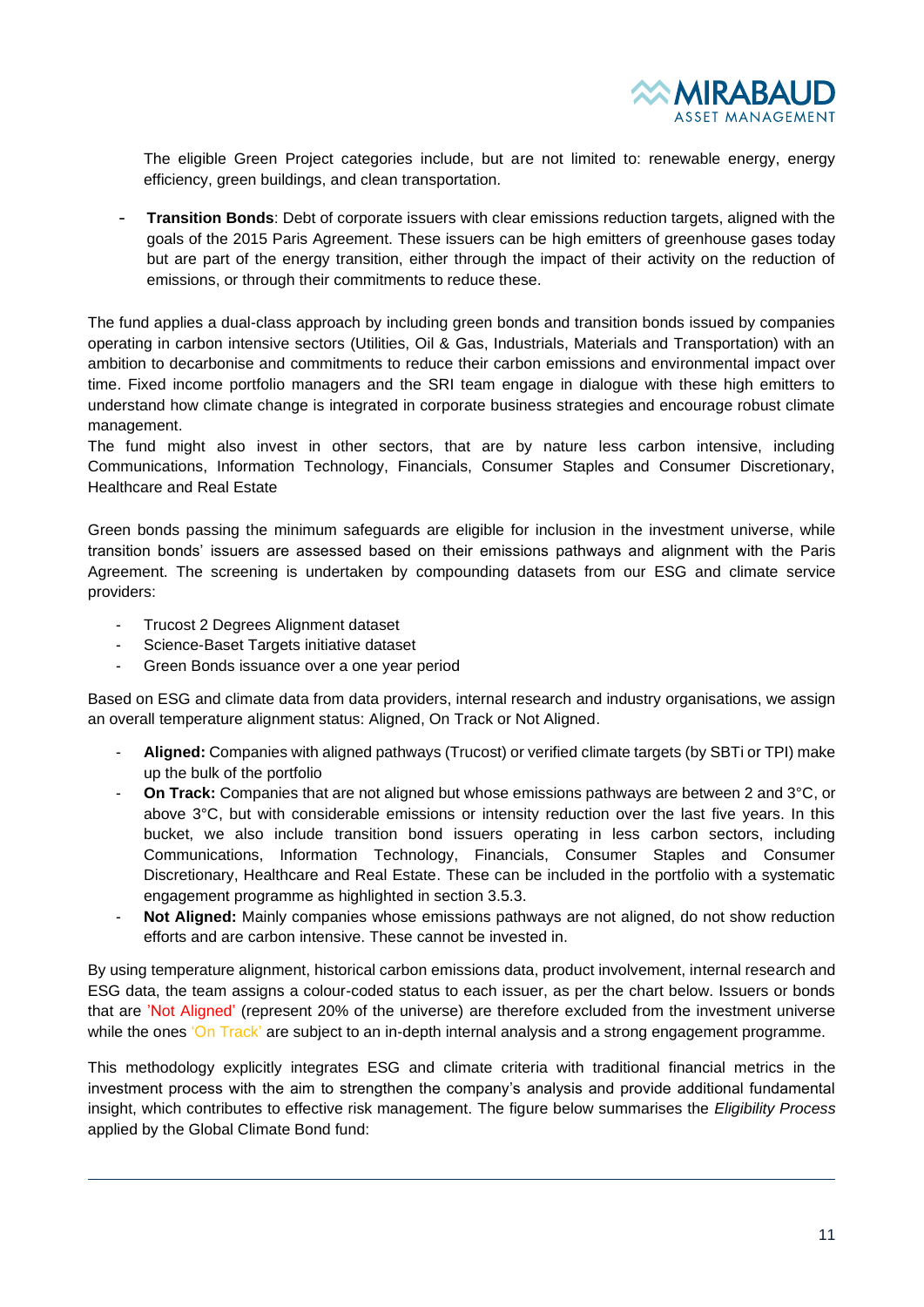The eligible Green Project categories include, but are not limited to: renewable energy, energy efficiency, green buildings, and clean transportation.

- **Transition Bonds**: Debt of corporate issuers with clear emissions reduction targets, aligned with the goals of the 2015 Paris Agreement. These issuers can be high emitters of greenhouse gases today but are part of the energy transition, either through the impact of their activity on the reduction of emissions, or through their commitments to reduce these.

The fund applies a dual-class approach by including green bonds and transition bonds issued by companies operating in carbon intensive sectors (Utilities, Oil & Gas, Industrials, Materials and Transportation) with an ambition to decarbonise and commitments to reduce their carbon emissions and environmental impact over time. Fixed income portfolio managers and the SRI team engage in dialogue with these high emitters to understand how climate change is integrated in corporate business strategies and encourage robust climate management.

The fund might also invest in other sectors, that are by nature less carbon intensive, including Communications, Information Technology, Financials, Consumer Staples and Consumer Discretionary, Healthcare and Real Estate

Green bonds passing the minimum safeguards are eligible for inclusion in the investment universe, while transition bonds' issuers are assessed based on their emissions pathways and alignment with the Paris Agreement. The screening is undertaken by compounding datasets from our ESG and climate service providers:

- Trucost 2 Degrees Alignment dataset
- Science-Baset Targets initiative dataset
- Green Bonds issuance over a one year period

Based on ESG and climate data from data providers, internal research and industry organisations, we assign an overall temperature alignment status: Aligned, On Track or Not Aligned.

- **Aligned:** Companies with aligned pathways (Trucost) or verified climate targets (by SBTi or TPI) make up the bulk of the portfolio
- **On Track:** Companies that are not aligned but whose emissions pathways are between 2 and 3°C, or above 3°C, but with considerable emissions or intensity reduction over the last five years. In this bucket, we also include transition bond issuers operating in less carbon sectors, including Communications, Information Technology, Financials, Consumer Staples and Consumer Discretionary, Healthcare and Real Estate. These can be included in the portfolio with a systematic engagement programme as highlighted in section 3.5.3.
- **Not Aligned:** Mainly companies whose emissions pathways are not aligned, do not show reduction efforts and are carbon intensive. These cannot be invested in.

By using temperature alignment, historical carbon emissions data, product involvement, internal research and ESG data, the team assigns a colour-coded status to each issuer, as per the chart below. Issuers or bonds that are 'Not Aligned' (represent 20% of the universe) are therefore excluded from the investment universe while the ones 'On Track' are subject to an in-depth internal analysis and a strong engagement programme.

This methodology explicitly integrates ESG and climate criteria with traditional financial metrics in the investment process with the aim to strengthen the company's analysis and provide additional fundamental insight, which contributes to effective risk management. The figure below summarises the *Eligibility Process* applied by the Global Climate Bond fund: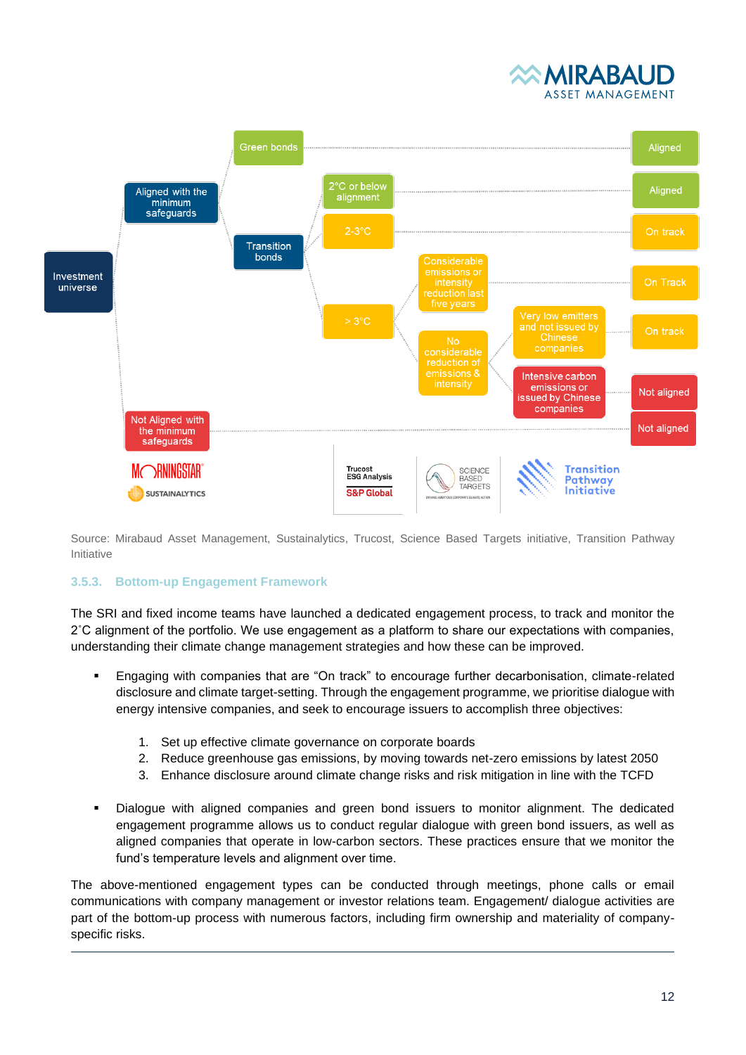Investment universe

Aligned with the minimum safeguards

Green bonds → Aligned

Transition bonds

- 2°C or below alignment → Aligned
- 2-3°C → On track
- > 3°C
  - Considerable emissions or intensity reduction last five years → On Track
  - No considerable reduction of emissions & intensity
    - Very low emitters and not issued by Chinese companies → On track
    - Intensive carbon emissions or issued by Chinese companies → Not aligned

Not Aligned with the minimum safeguards → Not aligned

MORNINGSTAR SUSTAINALYTICS | Trucost ESG Analysis S&P Global | SCIENCE BASED TARGETS | Transition Pathway Initiative

Source: Mirabaud Asset Management, Sustainalytics, Trucost, Science Based Targets initiative, Transition Pathway Initiative

### 3.5.3. Bottom-up Engagement Framework

The SRI and fixed income teams have launched a dedicated engagement process, to track and monitor the 2˚C alignment of the portfolio. We use engagement as a platform to share our expectations with companies, understanding their climate change management strategies and how these can be improved.

- Engaging with companies that are "On track" to encourage further decarbonisation, climate-related disclosure and climate target-setting. Through the engagement programme, we prioritise dialogue with energy intensive companies, and seek to encourage issuers to accomplish three objectives:

  1. Set up effective climate governance on corporate boards
  2. Reduce greenhouse gas emissions, by moving towards net-zero emissions by latest 2050
  3. Enhance disclosure around climate change risks and risk mitigation in line with the TCFD

- Dialogue with aligned companies and green bond issuers to monitor alignment. The dedicated engagement programme allows us to conduct regular dialogue with green bond issuers, as well as aligned companies that operate in low-carbon sectors. These practices ensure that we monitor the fund's temperature levels and alignment over time.

The above-mentioned engagement types can be conducted through meetings, phone calls or email communications with company management or investor relations team. Engagement/ dialogue activities are part of the bottom-up process with numerous factors, including firm ownership and materiality of company-specific risks.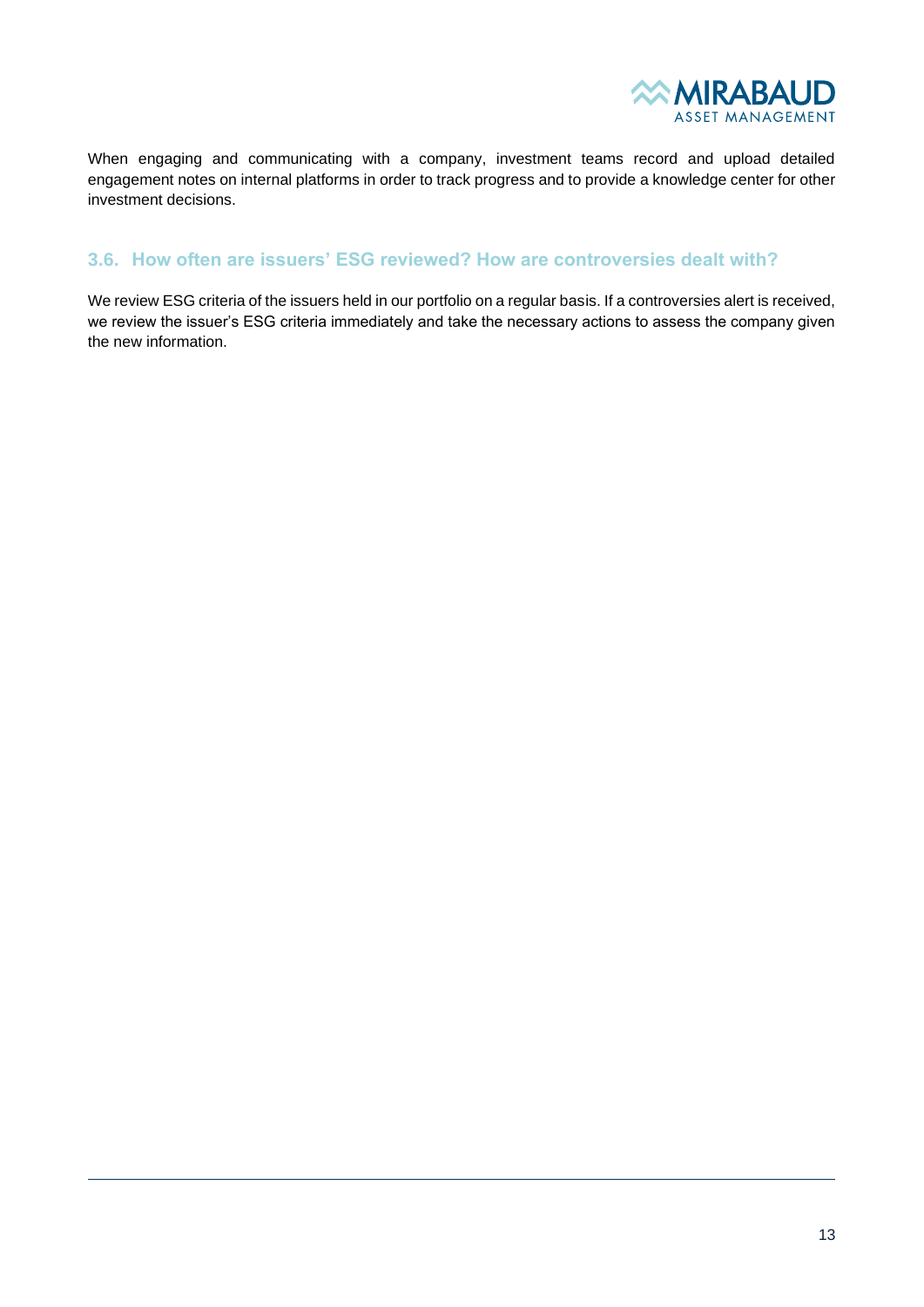When engaging and communicating with a company, investment teams record and upload detailed engagement notes on internal platforms in order to track progress and to provide a knowledge center for other investment decisions.

## 3.6. How often are issuers' ESG reviewed? How are controversies dealt with?

We review ESG criteria of the issuers held in our portfolio on a regular basis. If a controversies alert is received, we review the issuer's ESG criteria immediately and take the necessary actions to assess the company given the new information.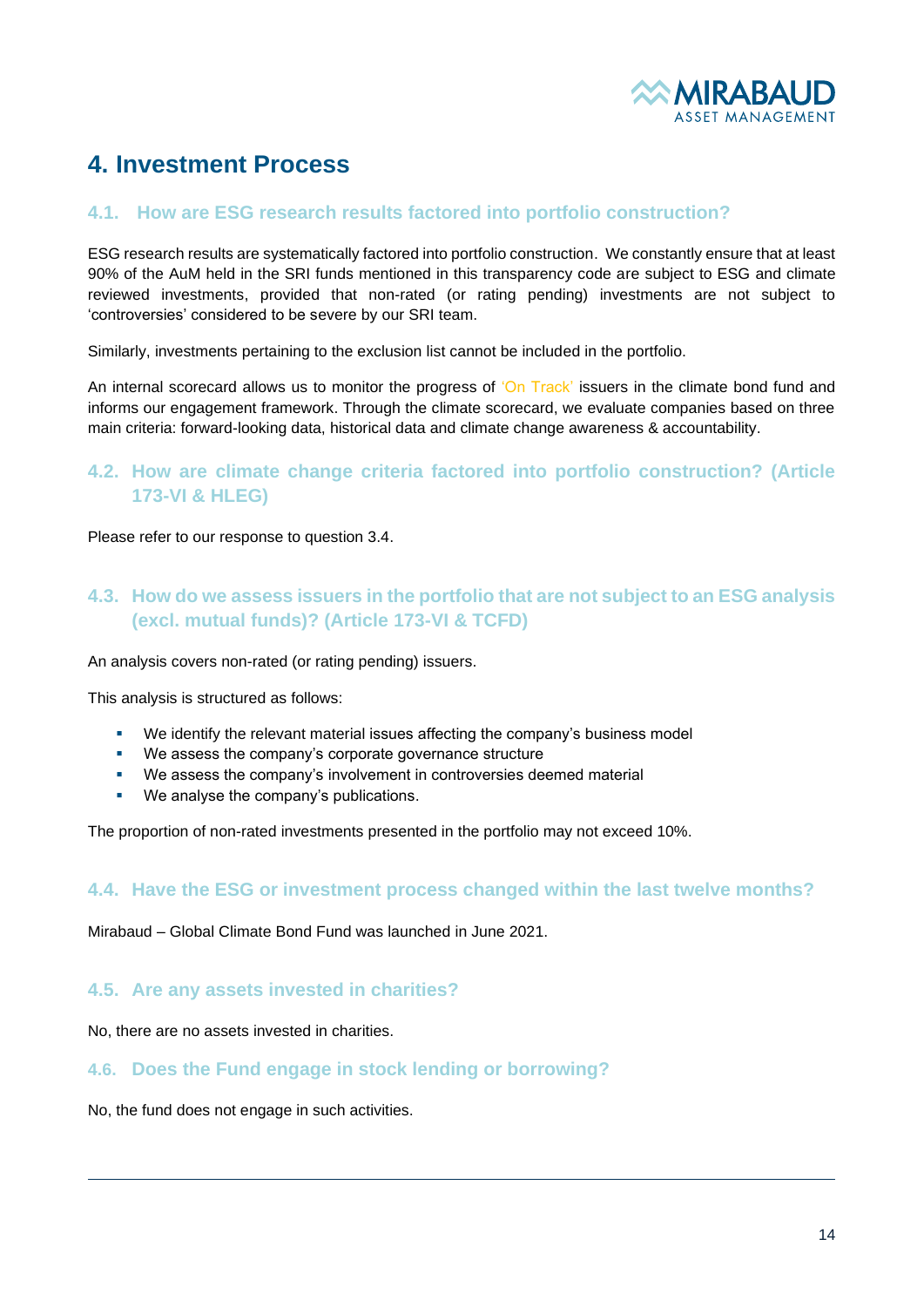# 4. Investment Process

## 4.1. How are ESG research results factored into portfolio construction?

ESG research results are systematically factored into portfolio construction. We constantly ensure that at least 90% of the AuM held in the SRI funds mentioned in this transparency code are subject to ESG and climate reviewed investments, provided that non-rated (or rating pending) investments are not subject to 'controversies' considered to be severe by our SRI team.

Similarly, investments pertaining to the exclusion list cannot be included in the portfolio.

An internal scorecard allows us to monitor the progress of 'On Track' issuers in the climate bond fund and informs our engagement framework. Through the climate scorecard, we evaluate companies based on three main criteria: forward-looking data, historical data and climate change awareness & accountability.

## 4.2. How are climate change criteria factored into portfolio construction? (Article 173-VI & HLEG)

Please refer to our response to question 3.4.

## 4.3. How do we assess issuers in the portfolio that are not subject to an ESG analysis (excl. mutual funds)? (Article 173-VI & TCFD)

An analysis covers non-rated (or rating pending) issuers.

This analysis is structured as follows:

- We identify the relevant material issues affecting the company's business model
- We assess the company's corporate governance structure
- We assess the company's involvement in controversies deemed material
- We analyse the company's publications.

The proportion of non-rated investments presented in the portfolio may not exceed 10%.

## 4.4. Have the ESG or investment process changed within the last twelve months?

Mirabaud – Global Climate Bond Fund was launched in June 2021.

## 4.5. Are any assets invested in charities?

No, there are no assets invested in charities.

## 4.6. Does the Fund engage in stock lending or borrowing?

No, the fund does not engage in such activities.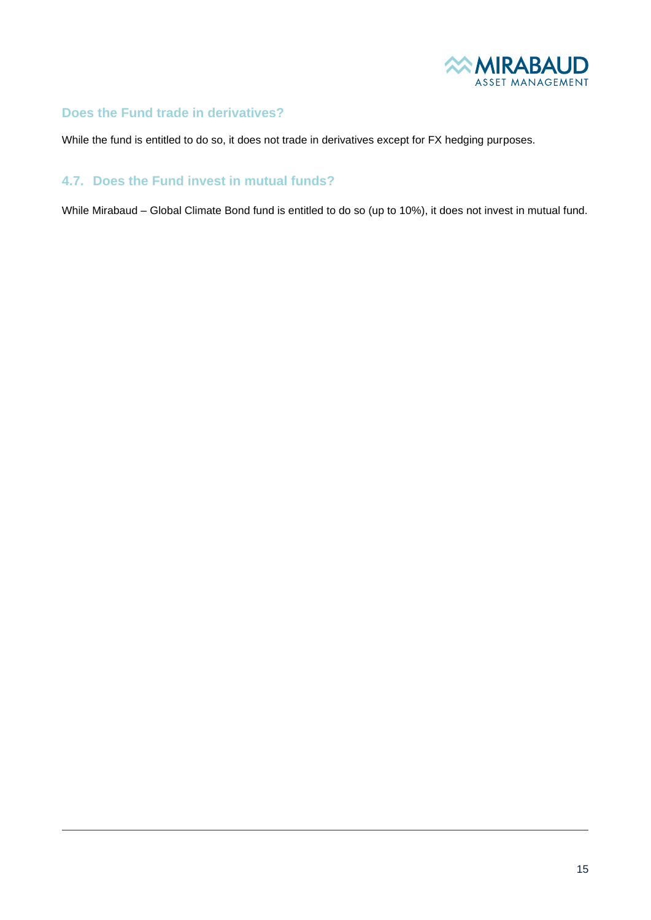## Does the Fund trade in derivatives?

While the fund is entitled to do so, it does not trade in derivatives except for FX hedging purposes.

## 4.7. Does the Fund invest in mutual funds?

While Mirabaud – Global Climate Bond fund is entitled to do so (up to 10%), it does not invest in mutual fund.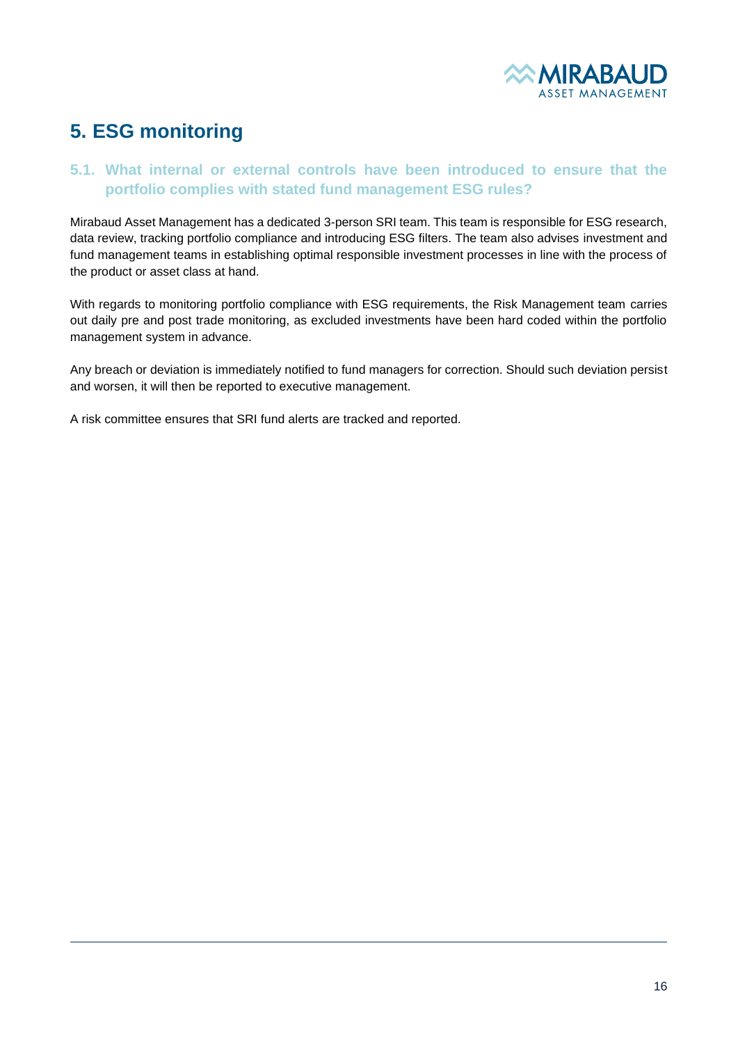# 5. ESG monitoring

## 5.1. What internal or external controls have been introduced to ensure that the portfolio complies with stated fund management ESG rules?

Mirabaud Asset Management has a dedicated 3-person SRI team. This team is responsible for ESG research, data review, tracking portfolio compliance and introducing ESG filters. The team also advises investment and fund management teams in establishing optimal responsible investment processes in line with the process of the product or asset class at hand.

With regards to monitoring portfolio compliance with ESG requirements, the Risk Management team carries out daily pre and post trade monitoring, as excluded investments have been hard coded within the portfolio management system in advance.

Any breach or deviation is immediately notified to fund managers for correction. Should such deviation persist and worsen, it will then be reported to executive management.

A risk committee ensures that SRI fund alerts are tracked and reported.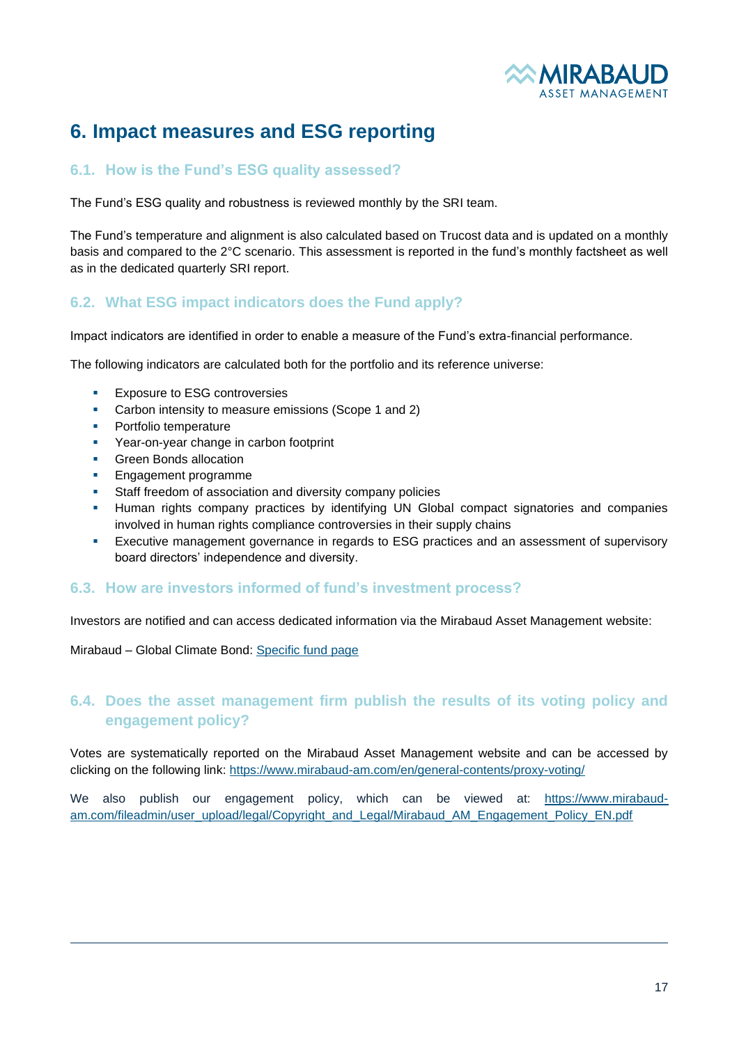# 6. Impact measures and ESG reporting

## 6.1. How is the Fund's ESG quality assessed?

The Fund's ESG quality and robustness is reviewed monthly by the SRI team.

The Fund's temperature and alignment is also calculated based on Trucost data and is updated on a monthly basis and compared to the 2°C scenario. This assessment is reported in the fund's monthly factsheet as well as in the dedicated quarterly SRI report.

## 6.2. What ESG impact indicators does the Fund apply?

Impact indicators are identified in order to enable a measure of the Fund's extra-financial performance.

The following indicators are calculated both for the portfolio and its reference universe:

- Exposure to ESG controversies
- Carbon intensity to measure emissions (Scope 1 and 2)
- Portfolio temperature
- Year-on-year change in carbon footprint
- Green Bonds allocation
- Engagement programme
- Staff freedom of association and diversity company policies
- Human rights company practices by identifying UN Global compact signatories and companies involved in human rights compliance controversies in their supply chains
- Executive management governance in regards to ESG practices and an assessment of supervisory board directors' independence and diversity.

## 6.3. How are investors informed of fund's investment process?

Investors are notified and can access dedicated information via the Mirabaud Asset Management website:

Mirabaud – Global Climate Bond: Specific fund page

## 6.4. Does the asset management firm publish the results of its voting policy and engagement policy?

Votes are systematically reported on the Mirabaud Asset Management website and can be accessed by clicking on the following link: https://www.mirabaud-am.com/en/general-contents/proxy-voting/

We also publish our engagement policy, which can be viewed at: https://www.mirabaud-am.com/fileadmin/user_upload/legal/Copyright_and_Legal/Mirabaud_AM_Engagement_Policy_EN.pdf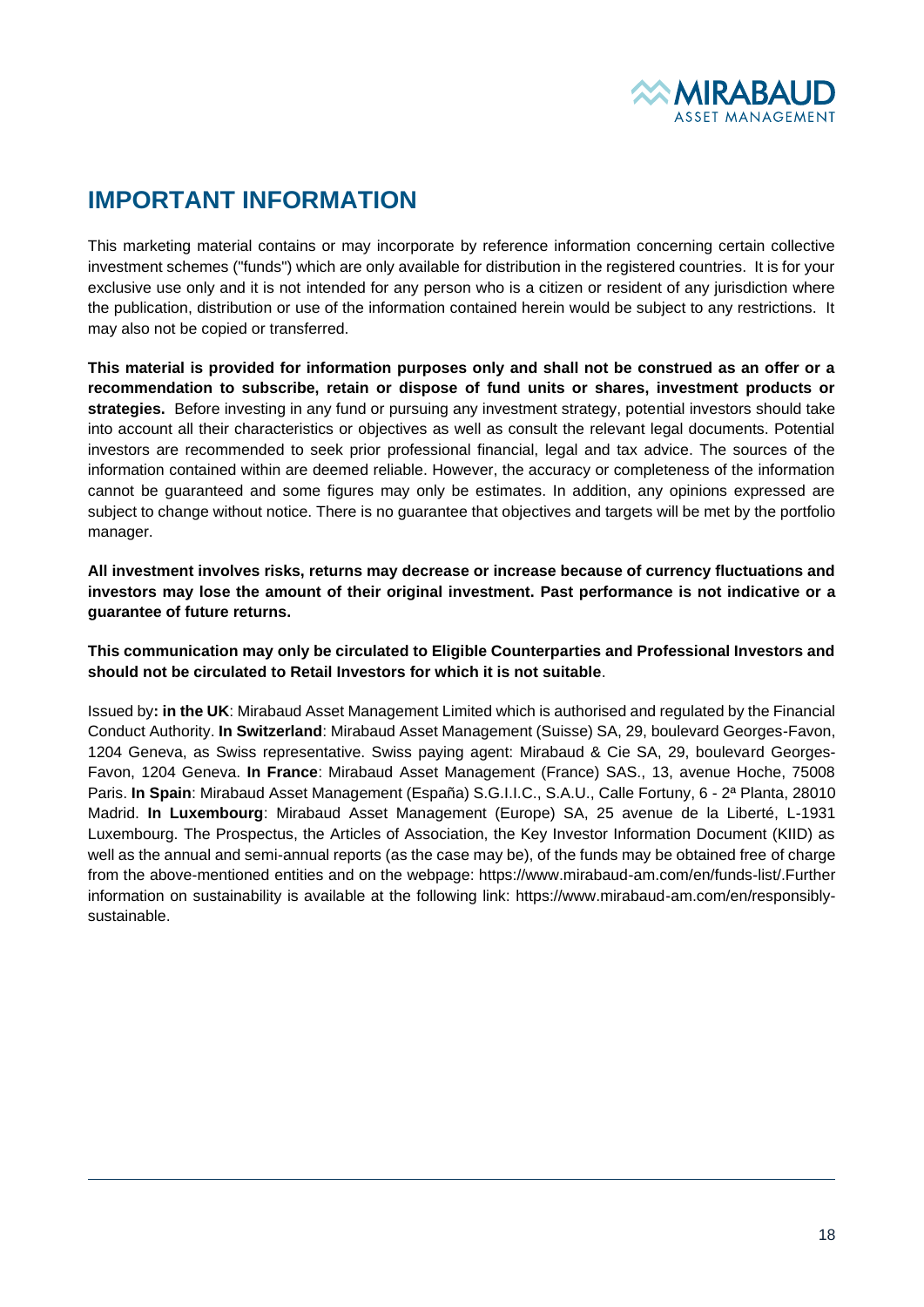# IMPORTANT INFORMATION

This marketing material contains or may incorporate by reference information concerning certain collective investment schemes ("funds") which are only available for distribution in the registered countries. It is for your exclusive use only and it is not intended for any person who is a citizen or resident of any jurisdiction where the publication, distribution or use of the information contained herein would be subject to any restrictions. It may also not be copied or transferred.

**This material is provided for information purposes only and shall not be construed as an offer or a recommendation to subscribe, retain or dispose of fund units or shares, investment products or strategies.** Before investing in any fund or pursuing any investment strategy, potential investors should take into account all their characteristics or objectives as well as consult the relevant legal documents. Potential investors are recommended to seek prior professional financial, legal and tax advice. The sources of the information contained within are deemed reliable. However, the accuracy or completeness of the information cannot be guaranteed and some figures may only be estimates. In addition, any opinions expressed are subject to change without notice. There is no guarantee that objectives and targets will be met by the portfolio manager.

**All investment involves risks, returns may decrease or increase because of currency fluctuations and investors may lose the amount of their original investment. Past performance is not indicative or a guarantee of future returns.**

**This communication may only be circulated to Eligible Counterparties and Professional Investors and should not be circulated to Retail Investors for which it is not suitable**.

Issued by**: in the UK**: Mirabaud Asset Management Limited which is authorised and regulated by the Financial Conduct Authority. **In Switzerland**: Mirabaud Asset Management (Suisse) SA, 29, boulevard Georges-Favon, 1204 Geneva, as Swiss representative. Swiss paying agent: Mirabaud & Cie SA, 29, boulevard Georges-Favon, 1204 Geneva. **In France**: Mirabaud Asset Management (France) SAS., 13, avenue Hoche, 75008 Paris. **In Spain**: Mirabaud Asset Management (España) S.G.I.I.C., S.A.U., Calle Fortuny, 6 - 2ª Planta, 28010 Madrid. **In Luxembourg**: Mirabaud Asset Management (Europe) SA, 25 avenue de la Liberté, L-1931 Luxembourg. The Prospectus, the Articles of Association, the Key Investor Information Document (KIID) as well as the annual and semi-annual reports (as the case may be), of the funds may be obtained free of charge from the above-mentioned entities and on the webpage: https://www.mirabaud-am.com/en/funds-list/.Further information on sustainability is available at the following link: https://www.mirabaud-am.com/en/responsibly-sustainable.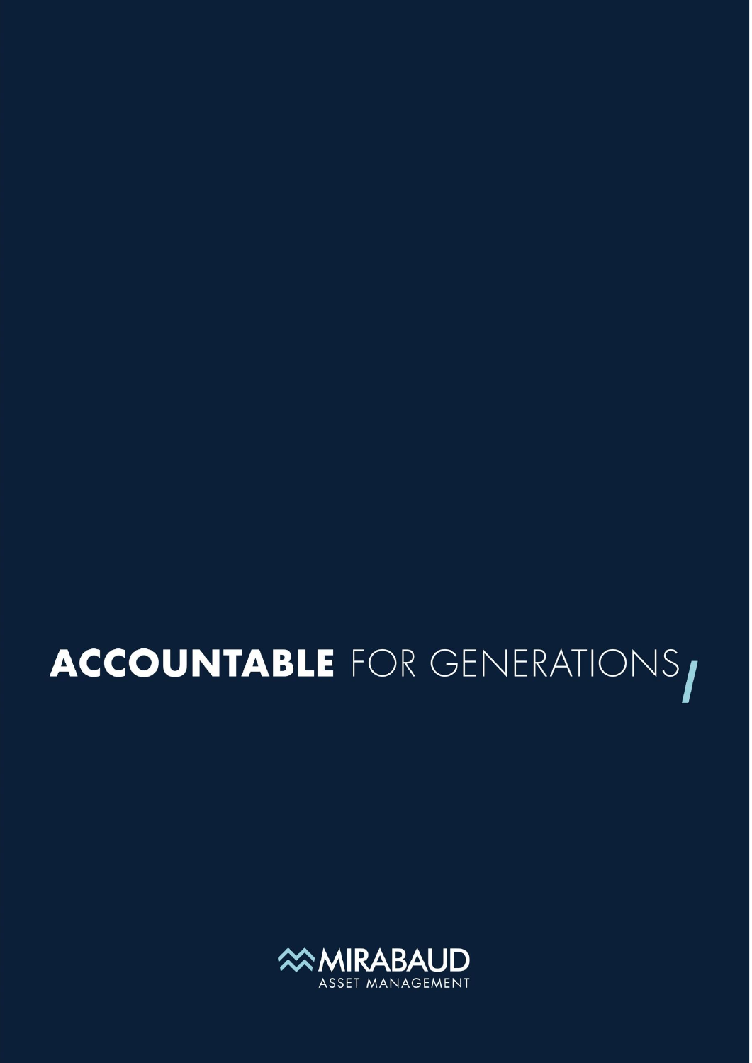**ACCOUNTABLE** FOR GENERATIONS

MIRABAUD
ASSET MANAGEMENT